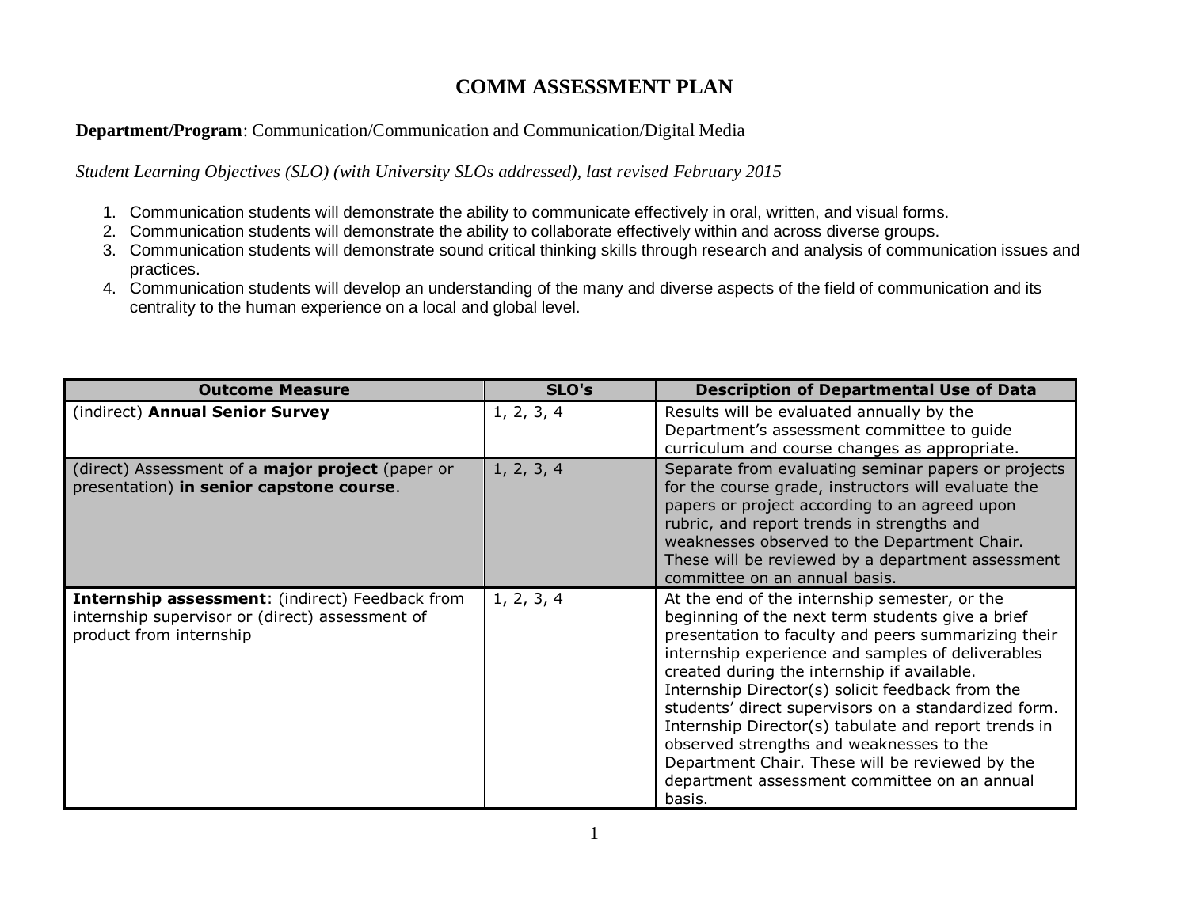# COMM ASSESSMENT PLAN

**Department/Program**: Communication/Communication and Communication/Digital Media

*Student Learning Objectives (SLO) (with University SLOs addressed), last revised February 2015*

1. Communication students will demonstrate the ability to communicate effectively in oral, written, and visual forms.
2. Communication students will demonstrate the ability to collaborate effectively within and across diverse groups.
3. Communication students will demonstrate sound critical thinking skills through research and analysis of communication issues and practices.
4. Communication students will develop an understanding of the many and diverse aspects of the field of communication and its centrality to the human experience on a local and global level.

| Outcome Measure | SLO's | Description of Departmental Use of Data |
| --- | --- | --- |
| (indirect) **Annual Senior Survey** | 1, 2, 3, 4 | Results will be evaluated annually by the Department's assessment committee to guide curriculum and course changes as appropriate. |
| (direct) Assessment of a **major project** (paper or presentation) **in senior capstone course**. | 1, 2, 3, 4 | Separate from evaluating seminar papers or projects for the course grade, instructors will evaluate the papers or project according to an agreed upon rubric, and report trends in strengths and weaknesses observed to the Department Chair. These will be reviewed by a department assessment committee on an annual basis. |
| **Internship assessment**: (indirect) Feedback from internship supervisor or (direct) assessment of product from internship | 1, 2, 3, 4 | At the end of the internship semester, or the beginning of the next term students give a brief presentation to faculty and peers summarizing their internship experience and samples of deliverables created during the internship if available. Internship Director(s) solicit feedback from the students' direct supervisors on a standardized form. Internship Director(s) tabulate and report trends in observed strengths and weaknesses to the Department Chair. These will be reviewed by the department assessment committee on an annual basis. |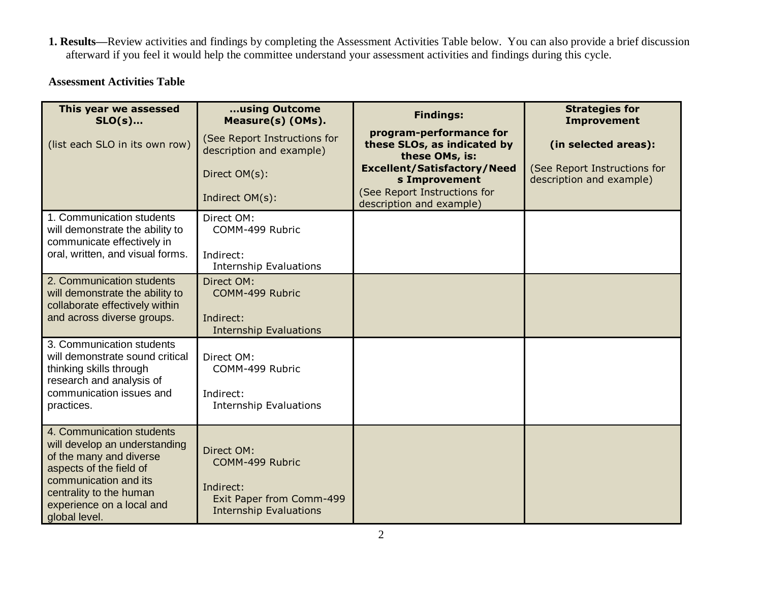**1. Results**—Review activities and findings by completing the Assessment Activities Table below. You can also provide a brief discussion afterward if you feel it would help the committee understand your assessment activities and findings during this cycle.

**Assessment Activities Table**

| **This year we assessed SLO(s)…**<br>(list each SLO in its own row) | **…using Outcome Measure(s) (OMs).**<br>(See Report Instructions for description and example)<br>Direct OM(s):<br>Indirect OM(s): | **Findings:**<br>**program-performance for these SLOs, as indicated by these OMs, is: Excellent/Satisfactory/Needs Improvement**<br>(See Report Instructions for description and example) | **Strategies for Improvement**<br>**(in selected areas):**<br>(See Report Instructions for description and example) |
|---|---|---|---|
| 1. Communication students will demonstrate the ability to communicate effectively in oral, written, and visual forms. | Direct OM:<br>COMM-499 Rubric<br>Indirect:<br>Internship Evaluations | | |
| 2. Communication students will demonstrate the ability to collaborate effectively within and across diverse groups. | Direct OM:<br>COMM-499 Rubric<br>Indirect:<br>Internship Evaluations | | |
| 3. Communication students will demonstrate sound critical thinking skills through research and analysis of communication issues and practices. | Direct OM:<br>COMM-499 Rubric<br>Indirect:<br>Internship Evaluations | | |
| 4. Communication students will develop an understanding of the many and diverse aspects of the field of communication and its centrality to the human experience on a local and global level. | Direct OM:<br>COMM-499 Rubric<br>Indirect:<br>Exit Paper from Comm-499<br>Internship Evaluations | | |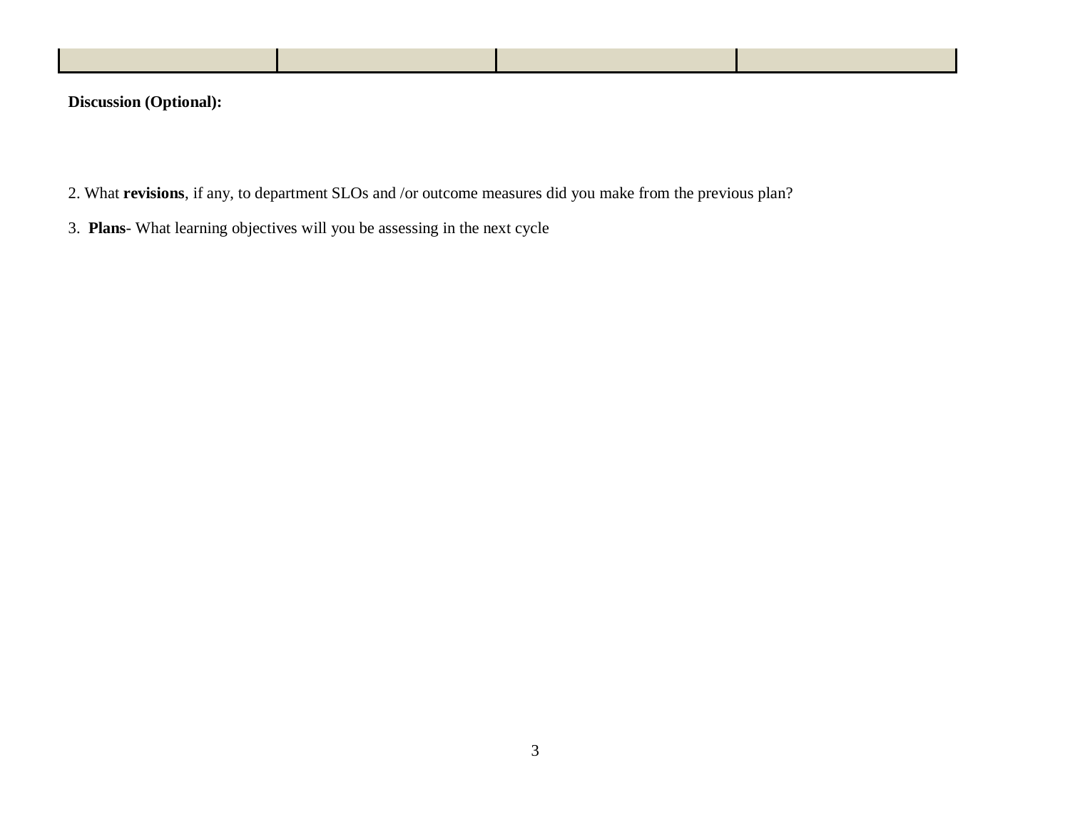| | | | |
|---|---|---|---|
| | | | |

**Discussion (Optional):**

2. What **revisions**, if any, to department SLOs and /or outcome measures did you make from the previous plan?

3. **Plans**- What learning objectives will you be assessing in the next cycle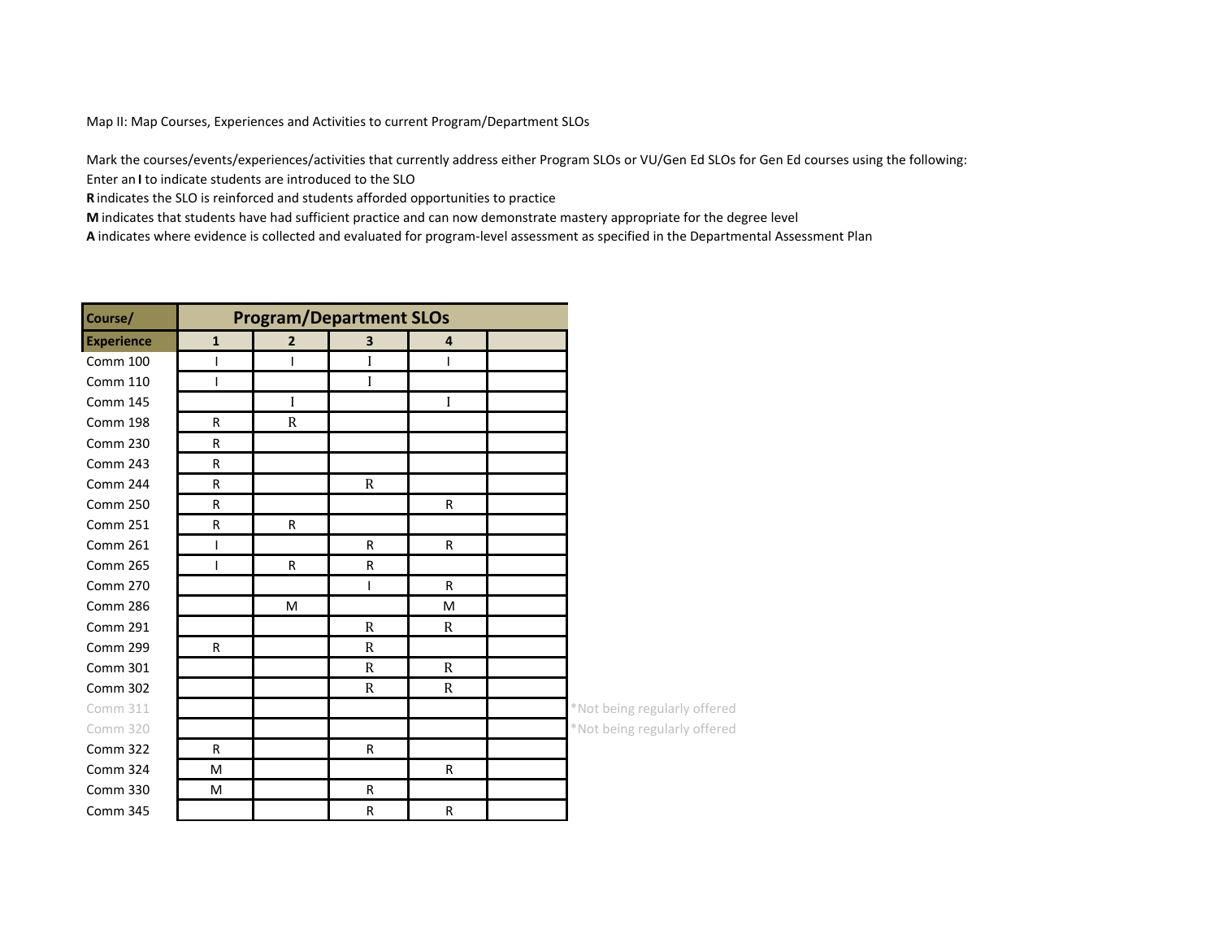Map II: Map Courses, Experiences and Activities to current Program/Department SLOs

Mark the courses/events/experiences/activities that currently address either Program SLOs or VU/Gen Ed SLOs for Gen Ed courses using the following:
Enter an **I** to indicate students are introduced to the SLO
**R** indicates the SLO is reinforced and students afforded opportunities to practice
**M** indicates that students have had sufficient practice and can now demonstrate mastery appropriate for the degree level
**A** indicates where evidence is collected and evaluated for program-level assessment as specified in the Departmental Assessment Plan

| Course/ | Program/Department SLOs | | | | | |
|---|---|---|---|---|---|---|
| Experience | 1 | 2 | 3 | 4 | | |
| Comm 100 | I | I | I | I | | |
| Comm 110 | I | | I | | | |
| Comm 145 | | I | | I | | |
| Comm 198 | R | R | | | | |
| Comm 230 | R | | | | | |
| Comm 243 | R | | | | | |
| Comm 244 | R | | R | | | |
| Comm 250 | R | | | R | | |
| Comm 251 | R | R | | | | |
| Comm 261 | I | | R | R | | |
| Comm 265 | I | R | R | | | |
| Comm 270 | | | I | R | | |
| Comm 286 | | M | | M | | |
| Comm 291 | | | R | R | | |
| Comm 299 | R | | R | | | |
| Comm 301 | | | R | R | | |
| Comm 302 | | | R | R | | |
| Comm 311 | | | | | | *Not being regularly offered |
| Comm 320 | | | | | | *Not being regularly offered |
| Comm 322 | R | | R | | | |
| Comm 324 | M | | | R | | |
| Comm 330 | M | | R | | | |
| Comm 345 | | | R | R | | |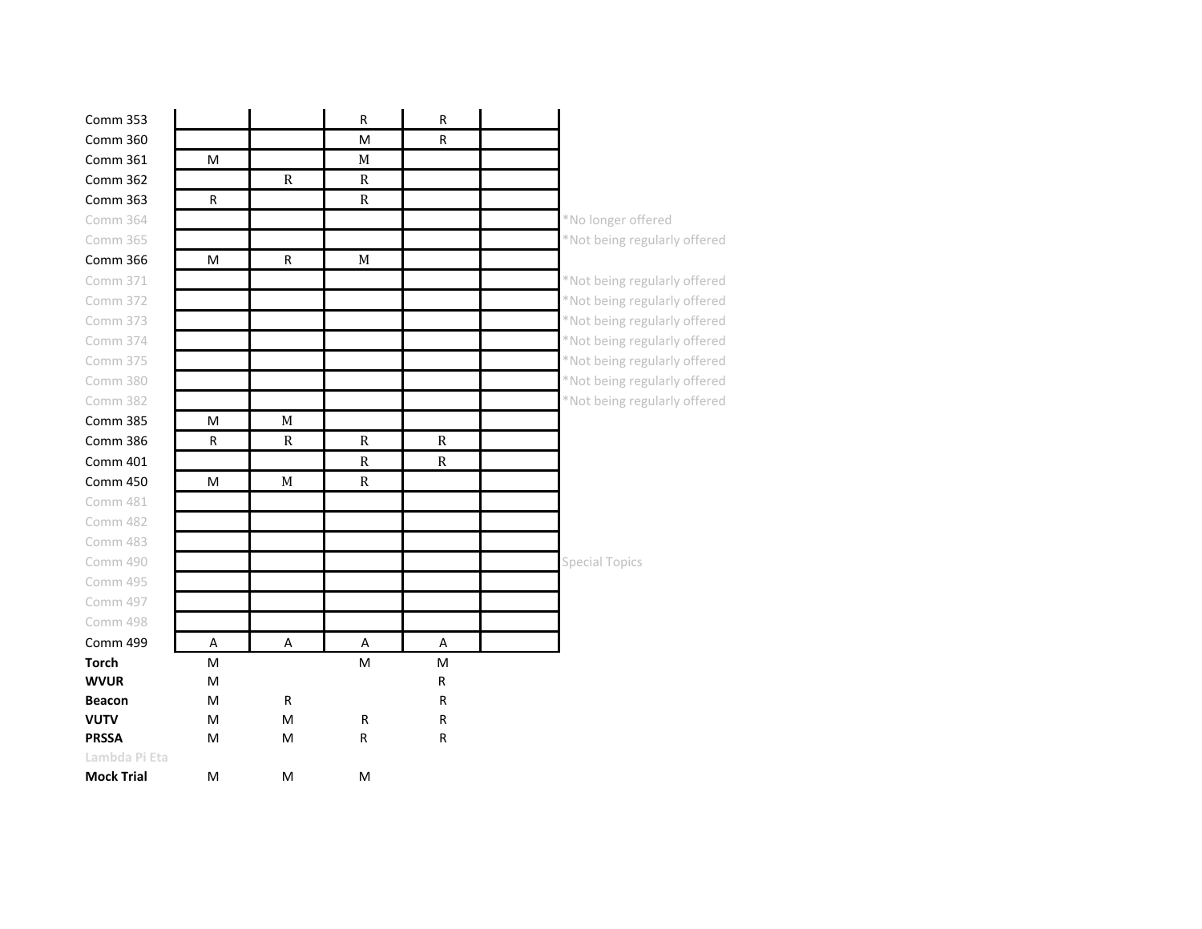| | | | | | | |
|---|---|---|---|---|---|---|
| Comm 353 | | | R | R | | |
| Comm 360 | | | M | R | | |
| Comm 361 | M | | M | | | |
| Comm 362 | | R | R | | | |
| Comm 363 | R | | R | | | |
| Comm 364 | | | | | | *No longer offered |
| Comm 365 | | | | | | *Not being regularly offered |
| Comm 366 | M | R | M | | | |
| Comm 371 | | | | | | *Not being regularly offered |
| Comm 372 | | | | | | *Not being regularly offered |
| Comm 373 | | | | | | *Not being regularly offered |
| Comm 374 | | | | | | *Not being regularly offered |
| Comm 375 | | | | | | *Not being regularly offered |
| Comm 380 | | | | | | *Not being regularly offered |
| Comm 382 | | | | | | *Not being regularly offered |
| Comm 385 | M | M | | | | |
| Comm 386 | R | R | R | R | | |
| Comm 401 | | | R | R | | |
| Comm 450 | M | M | R | | | |
| Comm 481 | | | | | | |
| Comm 482 | | | | | | |
| Comm 483 | | | | | | |
| Comm 490 | | | | | | Special Topics |
| Comm 495 | | | | | | |
| Comm 497 | | | | | | |
| Comm 498 | | | | | | |
| Comm 499 | A | A | A | A | | |
| **Torch** | M | | M | M | | |
| **WVUR** | M | | | R | | |
| **Beacon** | M | R | | R | | |
| **VUTV** | M | M | R | R | | |
| **PRSSA** | M | M | R | R | | |
| **Lambda Pi Eta** | | | | | | |
| **Mock Trial** | M | M | M | | | |